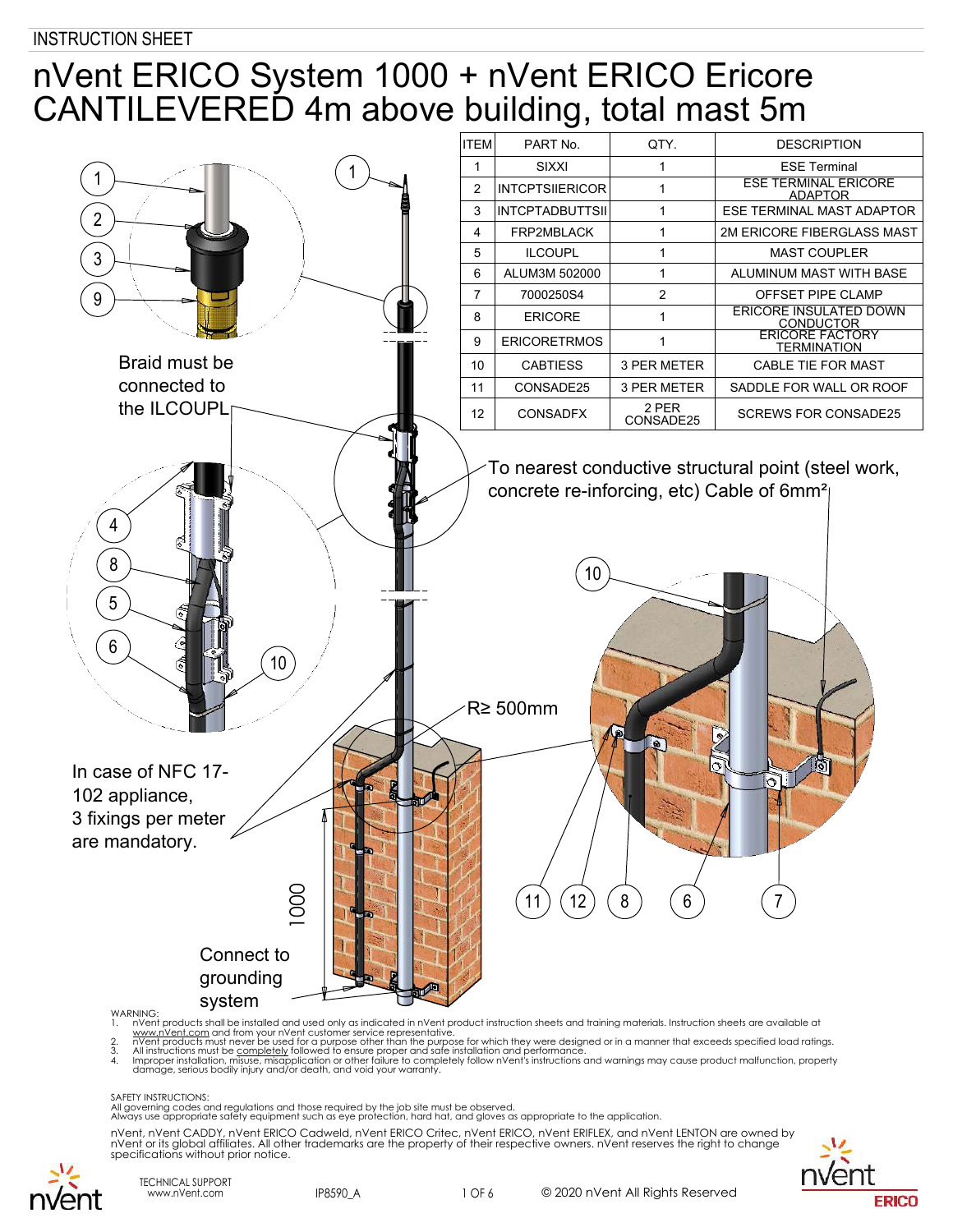INSTRUCTION SHEET

# nVent ERICO System 1000 + nVent ERICO Ericore CANTILEVERED 4m above building, total mast 5m

| ITEM | PART No. | QTY. | DESCRIPTION |
|---|---|---|---|
| 1 | SIXXI | 1 | ESE Terminal |
| 2 | INTCPTSIIERICOR | 1 | ESE TERMINAL ERICORE ADAPTOR |
| 3 | INTCPTADBUTTSII | 1 | ESE TERMINAL MAST ADAPTOR |
| 4 | FRP2MBLACK | 1 | 2M ERICORE FIBERGLASS MAST |
| 5 | ILCOUPL | 1 | MAST COUPLER |
| 6 | ALUM3M 502000 | 1 | ALUMINUM MAST WITH BASE |
| 7 | 7000250S4 | 2 | OFFSET PIPE CLAMP |
| 8 | ERICORE | 1 | ERICORE INSULATED DOWN CONDUCTOR |
| 9 | ERICORETRMOS | 1 | ERICORE FACTORY TERMINATION |
| 10 | CABTIESS | 3 PER METER | CABLE TIE FOR MAST |
| 11 | CONSADE25 | 3 PER METER | SADDLE FOR WALL OR ROOF |
| 12 | CONSADFX | 2 PER CONSADE25 | SCREWS FOR CONSADE25 |

Braid must be connected to the ILCOUPL

To nearest conductive structural point (steel work, concrete re-inforcing, etc) Cable of 6mm²

R≥ 500mm

In case of NFC 17-102 appliance, 3 fixings per meter are mandatory.

1000

Connect to grounding system

WARNING:

1. nVent products shall be installed and used only as indicated in nVent product instruction sheets and training materials. Instruction sheets are available at www.nVent.com and from your nVent customer service representative.
2. nVent products must never be used for a purpose other than the purpose for which they were designed or in a manner that exceeds specified load ratings.
3. All instructions must be completely followed to ensure proper and safe installation and performance.
4. Improper installation, misuse, misapplication or other failure to completely follow nVent's instructions and warnings may cause product malfunction, property damage, serious bodily injury and/or death, and void your warranty.

SAFETY INSTRUCTIONS:

All governing codes and regulations and those required by the job site must be observed.
Always use appropriate safety equipment such as eye protection, hard hat, and gloves as appropriate to the application.

nVent, nVent CADDY, nVent ERICO Cadweld, nVent ERICO Critec, nVent ERICO, nVent ERIFLEX, and nVent LENTON are owned by nVent or its global affiliates. All other trademarks are the property of their respective owners. nVent reserves the right to change specifications without prior notice.

TECHNICAL SUPPORT
www.nVent.com

IP8590_A

© 2020 nVent All Rights Reserved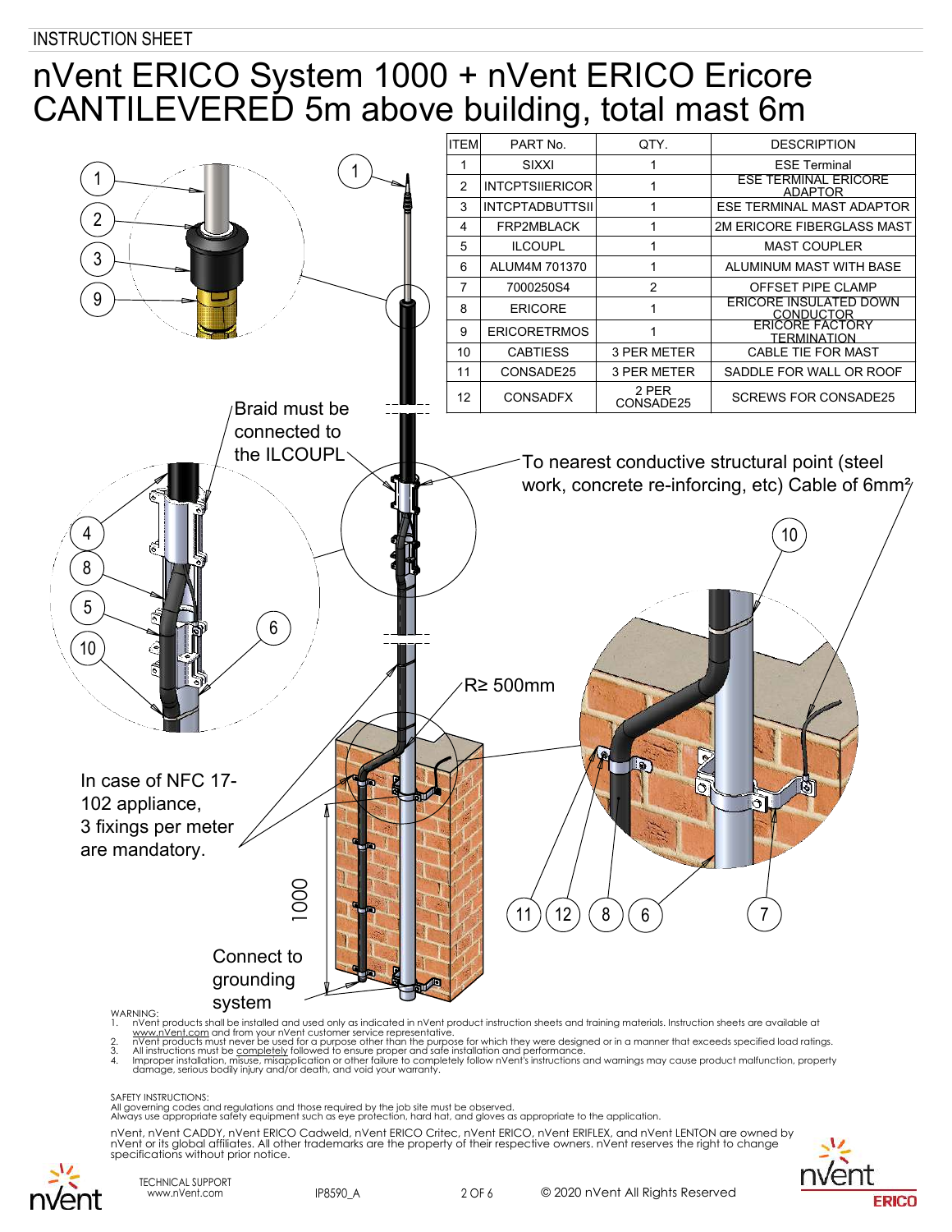INSTRUCTION SHEET

# nVent ERICO System 1000 + nVent ERICO Ericore CANTILEVERED 5m above building, total mast 6m

| ITEM | PART No. | QTY. | DESCRIPTION |
|---|---|---|---|
| 1 | SIXXI | 1 | ESE Terminal |
| 2 | INTCPTSIIERICOR | 1 | ESE TERMINAL ERICORE ADAPTOR |
| 3 | INTCPTADBUTTSII | 1 | ESE TERMINAL MAST ADAPTOR |
| 4 | FRP2MBLACK | 1 | 2M ERICORE FIBERGLASS MAST |
| 5 | ILCOUPL | 1 | MAST COUPLER |
| 6 | ALUM4M 701370 | 1 | ALUMINUM MAST WITH BASE |
| 7 | 7000250S4 | 2 | OFFSET PIPE CLAMP |
| 8 | ERICORE | 1 | ERICORE INSULATED DOWN CONDUCTOR |
| 9 | ERICORETRMOS | 1 | ERICORE FACTORY TERMINATION |
| 10 | CABTIESS | 3 PER METER | CABLE TIE FOR MAST |
| 11 | CONSADE25 | 3 PER METER | SADDLE FOR WALL OR ROOF |
| 12 | CONSADFX | 2 PER CONSADE25 | SCREWS FOR CONSADE25 |

Braid must be connected to the ILCOUPL

To nearest conductive structural point (steel work, concrete re-inforcing, etc) Cable of 6mm²

R≥ 500mm

In case of NFC 17-102 appliance, 3 fixings per meter are mandatory.

1000

Connect to grounding system

WARNING:
1. nVent products shall be installed and used only as indicated in nVent product instruction sheets and training materials. Instruction sheets are available at www.nVent.com and from your nVent customer service representative.
2. nVent products must never be used for a purpose other than the purpose for which they were designed or in a manner that exceeds specified load ratings.
3. All instructions must be completely followed to ensure proper and safe installation and performance.
4. Improper installation, misuse, misapplication or other failure to completely follow nVent's instructions and warnings may cause product malfunction, property damage, serious bodily injury and/or death, and void your warranty.

SAFETY INSTRUCTIONS:
All governing codes and regulations and those required by the job site must be observed.
Always use appropriate safety equipment such as eye protection, hard hat, and gloves as appropriate to the application.

nVent, nVent CADDY, nVent ERICO Cadweld, nVent ERICO Critec, nVent ERICO, nVent ERIFLEX, and nVent LENTON are owned by nVent or its global affiliates. All other trademarks are the property of their respective owners. nVent reserves the right to change specifications without prior notice.

TECHNICAL SUPPORT
www.nVent.com

IP8590_A

© 2020 nVent All Rights Reserved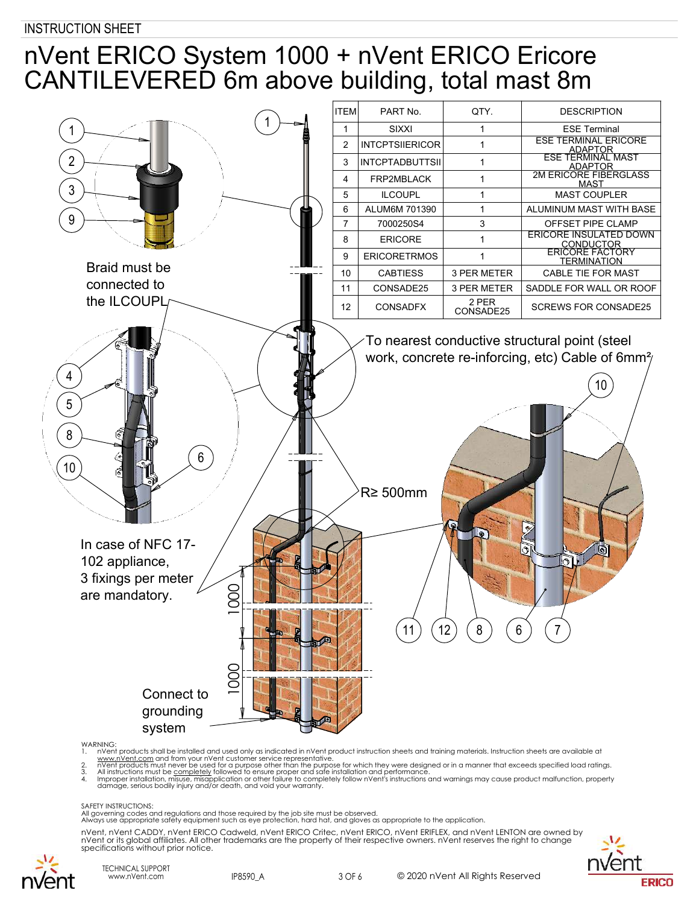INSTRUCTION SHEET

# nVent ERICO System 1000 + nVent ERICO Ericore CANTILEVERED 6m above building, total mast 8m

| ITEM | PART No. | QTY. | DESCRIPTION |
|---|---|---|---|
| 1 | SIXXI | 1 | ESE Terminal |
| 2 | INTCPTSIIERICOR | 1 | ESE TERMINAL ERICORE ADAPTOR |
| 3 | INTCPTADBUTTSII | 1 | ESE TERMINAL MAST ADAPTOR |
| 4 | FRP2MBLACK | 1 | 2M ERICORE FIBERGLASS MAST |
| 5 | ILCOUPL | 1 | MAST COUPLER |
| 6 | ALUM6M 701390 | 1 | ALUMINUM MAST WITH BASE |
| 7 | 7000250S4 | 3 | OFFSET PIPE CLAMP |
| 8 | ERICORE | 1 | ERICORE INSULATED DOWN CONDUCTOR |
| 9 | ERICORETRMOS | 1 | ERICORE FACTORY TERMINATION |
| 10 | CABTIESS | 3 PER METER | CABLE TIE FOR MAST |
| 11 | CONSADE25 | 3 PER METER | SADDLE FOR WALL OR ROOF |
| 12 | CONSADFX | 2 PER CONSADE25 | SCREWS FOR CONSADE25 |

Braid must be connected to the ILCOUPL

To nearest conductive structural point (steel work, concrete re-inforcing, etc) Cable of 6mm²

R≥ 500mm

In case of NFC 17-102 appliance, 3 fixings per meter are mandatory.

1000

1000

Connect to grounding system

WARNING:
1. nVent products shall be installed and used only as indicated in nVent product instruction sheets and training materials. Instruction sheets are available at www.nVent.com and from your nVent customer service representative.
2. nVent products must never be used for a purpose other than the purpose for which they were designed or in a manner that exceeds specified load ratings.
3. All instructions must be completely followed to ensure proper and safe installation and performance.
4. Improper installation, misuse, misapplication or other failure to completely follow nVent's instructions and warnings may cause product malfunction, property damage, serious bodily injury and/or death, and void your warranty.

SAFETY INSTRUCTIONS:
All governing codes and regulations and those required by the job site must be observed.
Always use appropriate safety equipment such as eye protection, hard hat, and gloves as appropriate to the application.

nVent, nVent CADDY, nVent ERICO Cadweld, nVent ERICO Critec, nVent ERICO, nVent ERIFLEX, and nVent LENTON are owned by nVent or its global affiliates. All other trademarks are the property of their respective owners. nVent reserves the right to change specifications without prior notice.

TECHNICAL SUPPORT
www.nVent.com

IP8590_A

© 2020 nVent All Rights Reserved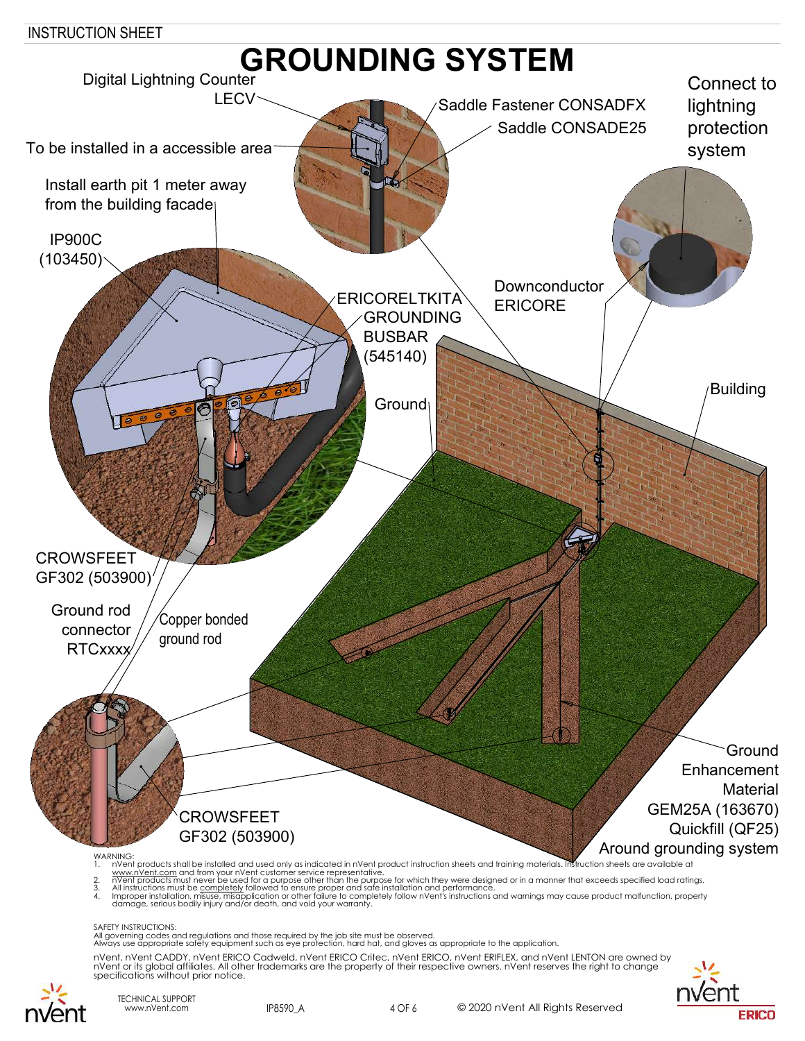# GROUNDING SYSTEM

Digital Lightning Counter LECV

To be installed in a accessible area

Saddle Fastener CONSADFX

Saddle CONSADE25

Connect to lightning protection system

Install earth pit 1 meter away from the building facade

IP900C (103450)

ERICORELTKITA

GROUNDING BUSBAR (545140)

Downconductor ERICORE

Ground

Building

CROWSFEET GF302 (503900)

Ground rod connector RTCxxxx

Copper bonded ground rod

CROWSFEET GF302 (503900)

Ground Enhancement Material GEM25A (163670) Quickfill (QF25) Around grounding system

WARNING:

1. nVent products shall be installed and used only as indicated in nVent product instruction sheets and training materials. Instruction sheets are available at www.nVent.com and from your nVent customer service representative.
2. nVent products must never be used for a purpose other than the purpose for which they were designed or in a manner that exceeds specified load ratings.
3. All instructions must be completely followed to ensure proper and safe installation and performance.
4. Improper installation, misuse, misapplication or other failure to completely follow nVent's instructions and warnings may cause product malfunction, property damage, serious bodily injury and/or death, and void your warranty.

SAFETY INSTRUCTIONS:
All governing codes and regulations and those required by the job site must be observed.
Always use appropriate safety equipment such as eye protection, hard hat, and gloves as appropriate to the application.

nVent, nVent CADDY, nVent ERICO Cadweld, nVent ERICO Critec, nVent ERICO, nVent ERIFLEX, and nVent LENTON are owned by nVent or its global affiliates. All other trademarks are the property of their respective owners. nVent reserves the right to change specifications without prior notice.

TECHNICAL SUPPORT
www.nVent.com

IP8590_A

© 2020 nVent All Rights Reserved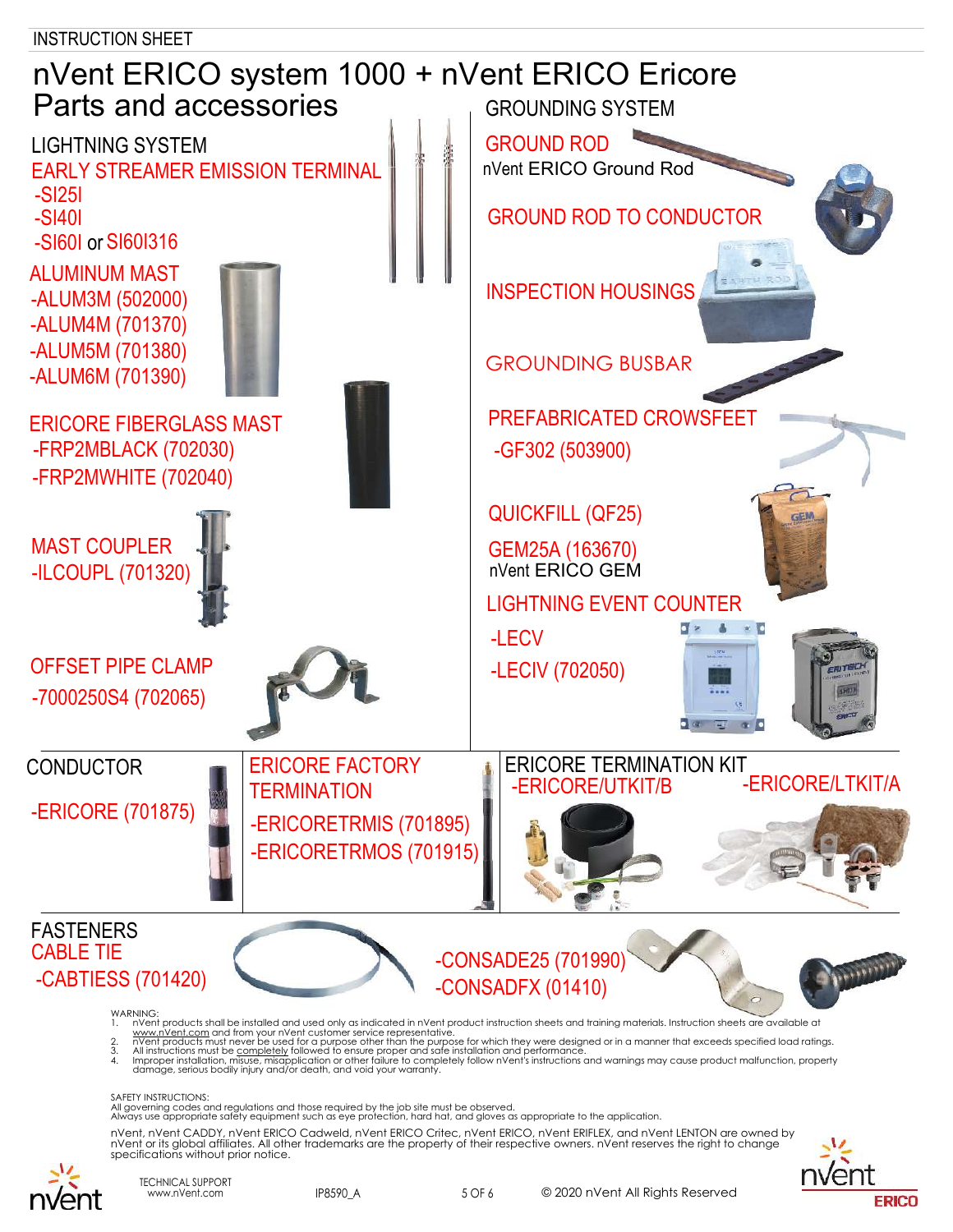INSTRUCTION SHEET

# nVent ERICO system 1000 + nVent ERICO Ericore Parts and accessories

## LIGHTNING SYSTEM

**EARLY STREAMER EMISSION TERMINAL**
- -SI25I
- -SI40I
- -SI60I or SI60I316

**ALUMINUM MAST**
- -ALUM3M (502000)
- -ALUM4M (701370)
- -ALUM5M (701380)
- -ALUM6M (701390)

**ERICORE FIBERGLASS MAST**
- -FRP2MBLACK (702030)
- -FRP2MWHITE (702040)

**MAST COUPLER**
- -ILCOUPL (701320)

**OFFSET PIPE CLAMP**
- -7000250S4 (702065)

## GROUNDING SYSTEM

**GROUND ROD**

nVent ERICO Ground Rod

**GROUND ROD TO CONDUCTOR**

**INSPECTION HOUSINGS**

**GROUNDING BUSBAR**

**PREFABRICATED CROWSFEET**
- -GF302 (503900)

**QUICKFILL (QF25)**

**GEM25A (163670)**

nVent ERICO GEM

**LIGHTNING EVENT COUNTER**
- -LECV
- -LECIV (702050)

## CONDUCTOR

- -ERICORE (701875)

## ERICORE FACTORY TERMINATION

- -ERICORETRMIS (701895)
- -ERICORETRMOS (701915)

## ERICORE TERMINATION KIT

- -ERICORE/UTKIT/B
- -ERICORE/LTKIT/A

## FASTENERS

**CABLE TIE**
- -CABTIESS (701420)

- -CONSADE25 (701990)
- -CONSADFX (01410)

WARNING:
1. nVent products shall be installed and used only as indicated in nVent product instruction sheets and training materials. Instruction sheets are available at www.nVent.com and from your nVent customer service representative.
2. nVent products must never be used for a purpose other than the purpose for which they were designed or in a manner that exceeds specified load ratings.
3. All instructions must be completely followed to ensure proper and safe installation and performance.
4. Improper installation, misuse, misapplication or other failure to completely follow nVent's instructions and warnings may cause product malfunction, property damage, serious bodily injury and/or death, and void your warranty.

SAFETY INSTRUCTIONS:
All governing codes and regulations and those required by the job site must be observed.
Always use appropriate safety equipment such as eye protection, hard hat, and gloves as appropriate to the application.

nVent, nVent CADDY, nVent ERICO Cadweld, nVent ERICO Critec, nVent ERICO, nVent ERIFLEX, and nVent LENTON are owned by nVent or its global affiliates. All other trademarks are the property of their respective owners. nVent reserves the right to change specifications without prior notice.

TECHNICAL SUPPORT
www.nVent.com

IP8590_A

© 2020 nVent All Rights Reserved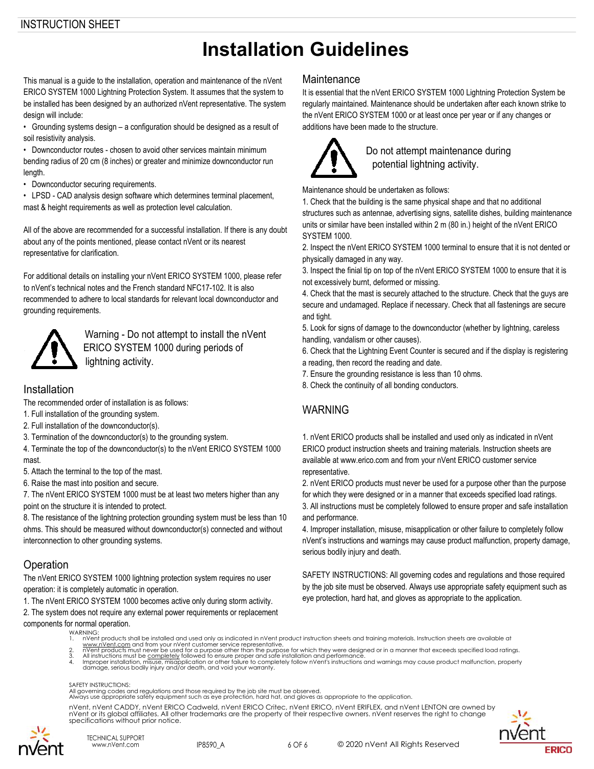INSTRUCTION SHEET

# Installation Guidelines

This manual is a guide to the installation, operation and maintenance of the nVent ERICO SYSTEM 1000 Lightning Protection System. It assumes that the system to be installed has been designed by an authorized nVent representative. The system design will include:

- Grounding systems design – a configuration should be designed as a result of soil resistivity analysis.
- Downconductor routes - chosen to avoid other services maintain minimum bending radius of 20 cm (8 inches) or greater and minimize downconductor run length.
- Downconductor securing requirements.
- LPSD - CAD analysis design software which determines terminal placement, mast & height requirements as well as protection level calculation.

All of the above are recommended for a successful installation. If there is any doubt about any of the points mentioned, please contact nVent or its nearest representative for clarification.

For additional details on installing your nVent ERICO SYSTEM 1000, please refer to nVent's technical notes and the French standard NFC17-102. It is also recommended to adhere to local standards for relevant local downconductor and grounding requirements.

Warning - Do not attempt to install the nVent ERICO SYSTEM 1000 during periods of lightning activity.

## Installation

The recommended order of installation is as follows:

1. Full installation of the grounding system.
2. Full installation of the downconductor(s).
3. Termination of the downconductor(s) to the grounding system.
4. Terminate the top of the downconductor(s) to the nVent ERICO SYSTEM 1000 mast.
5. Attach the terminal to the top of the mast.
6. Raise the mast into position and secure.
7. The nVent ERICO SYSTEM 1000 must be at least two meters higher than any point on the structure it is intended to protect.
8. The resistance of the lightning protection grounding system must be less than 10 ohms. This should be measured without downconductor(s) connected and without interconnection to other grounding systems.

## Operation

The nVent ERICO SYSTEM 1000 lightning protection system requires no user operation: it is completely automatic in operation.

1. The nVent ERICO SYSTEM 1000 becomes active only during storm activity.
2. The system does not require any external power requirements or replacement components for normal operation.

## Maintenance

It is essential that the nVent ERICO SYSTEM 1000 Lightning Protection System be regularly maintained. Maintenance should be undertaken after each known strike to the nVent ERICO SYSTEM 1000 or at least once per year or if any changes or additions have been made to the structure.

Do not attempt maintenance during potential lightning activity.

Maintenance should be undertaken as follows:

1. Check that the building is the same physical shape and that no additional structures such as antennae, advertising signs, satellite dishes, building maintenance units or similar have been installed within 2 m (80 in.) height of the nVent ERICO SYSTEM 1000.
2. Inspect the nVent ERICO SYSTEM 1000 terminal to ensure that it is not dented or physically damaged in any way.
3. Inspect the finial tip on top of the nVent ERICO SYSTEM 1000 to ensure that it is not excessively burnt, deformed or missing.
4. Check that the mast is securely attached to the structure. Check that the guys are secure and undamaged. Replace if necessary. Check that all fastenings are secure and tight.
5. Look for signs of damage to the downconductor (whether by lightning, careless handling, vandalism or other causes).
6. Check that the Lightning Event Counter is secured and if the display is registering a reading, then record the reading and date.
7. Ensure the grounding resistance is less than 10 ohms.
8. Check the continuity of all bonding conductors.

## WARNING

1. nVent ERICO products shall be installed and used only as indicated in nVent ERICO product instruction sheets and training materials. Instruction sheets are available at www.erico.com and from your nVent ERICO customer service representative.
2. nVent ERICO products must never be used for a purpose other than the purpose for which they were designed or in a manner that exceeds specified load ratings.
3. All instructions must be completely followed to ensure proper and safe installation and performance.
4. Improper installation, misuse, misapplication or other failure to completely follow nVent's instructions and warnings may cause product malfunction, property damage, serious bodily injury and death.

SAFETY INSTRUCTIONS: All governing codes and regulations and those required by the job site must be observed. Always use appropriate safety equipment such as eye protection, hard hat, and gloves as appropriate to the application.

WARNING:
1. nVent products shall be installed and used only as indicated in nVent product instruction sheets and training materials. Instruction sheets are available at www.nVent.com and from your nVent customer service representative.
2. nVent products must never be used for a purpose other than the purpose for which they were designed or in a manner that exceeds specified load ratings.
3. All instructions must be completely followed to ensure proper and safe installation and performance.
4. Improper installation, misuse, misapplication or other failure to completely follow nVent's instructions and warnings may cause product malfunction, property damage, serious bodily injury and/or death, and void your warranty.

SAFETY INSTRUCTIONS:
All governing codes and regulations and those required by the job site must be observed.
Always use appropriate safety equipment such as eye protection, hard hat, and gloves as appropriate to the application.

nVent, nVent CADDY, nVent ERICO Cadweld, nVent ERICO Critec, nVent ERICO, nVent ERIFLEX, and nVent LENTON are owned by nVent or its global affiliates. All other trademarks are the property of their respective owners. nVent reserves the right to change specifications without prior notice.

TECHNICAL SUPPORT
www.nVent.com

IP8590_A

© 2020 nVent All Rights Reserved